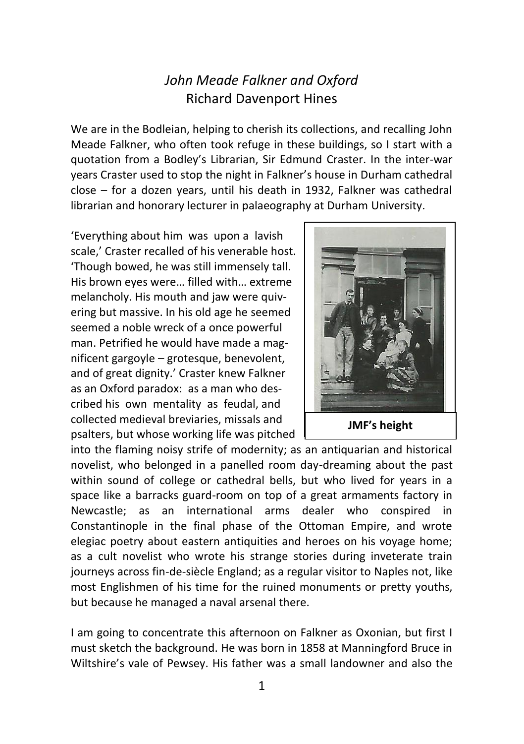# *John Meade Falkner and Oxford*

## Richard Davenport Hines

We are in the Bodleian, helping to cherish its collections, and recalling John Meade Falkner, who often took refuge in these buildings, so I start with a quotation from a Bodley's Librarian, Sir Edmund Craster. In the inter-war years Craster used to stop the night in Falkner's house in Durham cathedral close – for a dozen years, until his death in 1932, Falkner was cathedral librarian and honorary lecturer in palaeography at Durham University.

'Everything about him was upon a lavish scale,' Craster recalled of his venerable host. 'Though bowed, he was still immensely tall. His brown eyes were… filled with… extreme melancholy. His mouth and jaw were quivering but massive. In his old age he seemed seemed a noble wreck of a once powerful man. Petrified he would have made a magnificent gargoyle – grotesque, benevolent, and of great dignity.' Craster knew Falkner as an Oxford paradox: as a man who described his own mentality as feudal, and collected medieval breviaries, missals and psalters, but whose working life was pitched into the flaming noisy strife of modernity; as an antiquarian and historical novelist, who belonged in a panelled room day-dreaming about the past within sound of college or cathedral bells, but who lived for years in a space like a barracks guard-room on top of a great armaments factory in Newcastle; as an international arms dealer who conspired in Constantinople in the final phase of the Ottoman Empire, and wrote elegiac poetry about eastern antiquities and heroes on his voyage home; as a cult novelist who wrote his strange stories during inveterate train journeys across fin-de-siècle England; as a regular visitor to Naples not, like most Englishmen of his time for the ruined monuments or pretty youths, but because he managed a naval arsenal there.

**JMF's height**

I am going to concentrate this afternoon on Falkner as Oxonian, but first I must sketch the background. He was born in 1858 at Manningford Bruce in Wiltshire's vale of Pewsey. His father was a small landowner and also the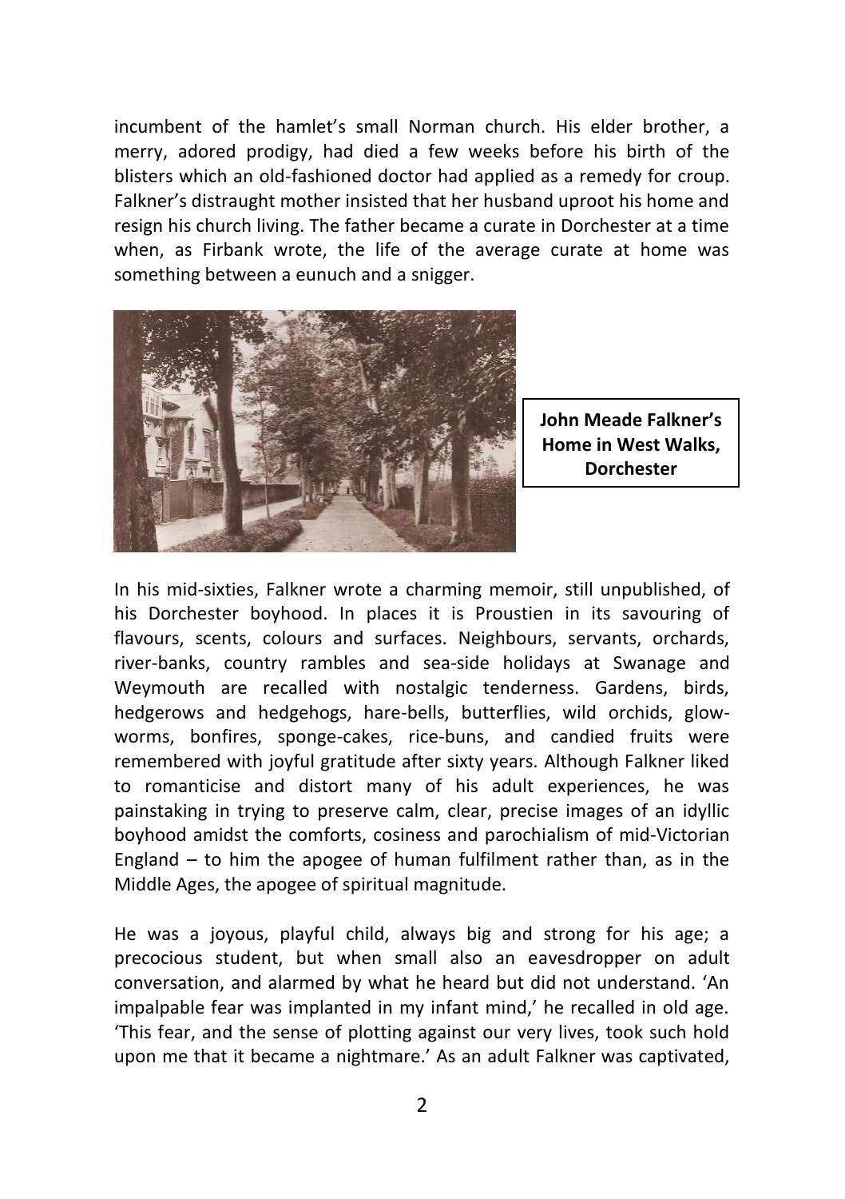incumbent of the hamlet's small Norman church. His elder brother, a merry, adored prodigy, had died a few weeks before his birth of the blisters which an old-fashioned doctor had applied as a remedy for croup. Falkner's distraught mother insisted that her husband uproot his home and resign his church living. The father became a curate in Dorchester at a time when, as Firbank wrote, the life of the average curate at home was something between a eunuch and a snigger.

**John Meade Falkner's Home in West Walks, Dorchester**

In his mid-sixties, Falkner wrote a charming memoir, still unpublished, of his Dorchester boyhood. In places it is Proustien in its savouring of flavours, scents, colours and surfaces. Neighbours, servants, orchards, river-banks, country rambles and sea-side holidays at Swanage and Weymouth are recalled with nostalgic tenderness. Gardens, birds, hedgerows and hedgehogs, hare-bells, butterflies, wild orchids, glow-worms, bonfires, sponge-cakes, rice-buns, and candied fruits were remembered with joyful gratitude after sixty years. Although Falkner liked to romanticise and distort many of his adult experiences, he was painstaking in trying to preserve calm, clear, precise images of an idyllic boyhood amidst the comforts, cosiness and parochialism of mid-Victorian England – to him the apogee of human fulfilment rather than, as in the Middle Ages, the apogee of spiritual magnitude.

He was a joyous, playful child, always big and strong for his age; a precocious student, but when small also an eavesdropper on adult conversation, and alarmed by what he heard but did not understand. 'An impalpable fear was implanted in my infant mind,' he recalled in old age. 'This fear, and the sense of plotting against our very lives, took such hold upon me that it became a nightmare.' As an adult Falkner was captivated,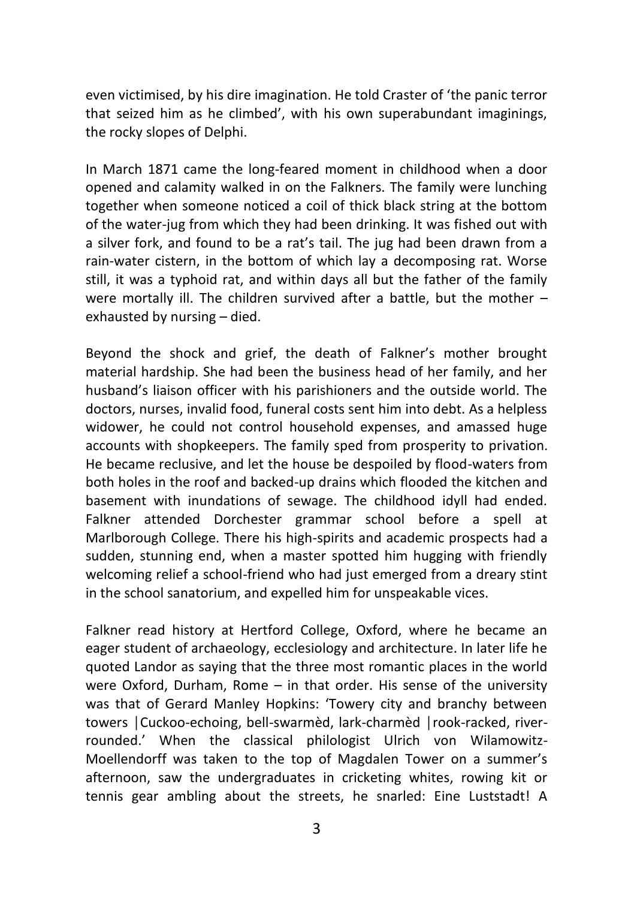even victimised, by his dire imagination. He told Craster of 'the panic terror that seized him as he climbed', with his own superabundant imaginings, the rocky slopes of Delphi.

In March 1871 came the long-feared moment in childhood when a door opened and calamity walked in on the Falkners. The family were lunching together when someone noticed a coil of thick black string at the bottom of the water-jug from which they had been drinking. It was fished out with a silver fork, and found to be a rat's tail. The jug had been drawn from a rain-water cistern, in the bottom of which lay a decomposing rat. Worse still, it was a typhoid rat, and within days all but the father of the family were mortally ill. The children survived after a battle, but the mother – exhausted by nursing – died.

Beyond the shock and grief, the death of Falkner's mother brought material hardship. She had been the business head of her family, and her husband's liaison officer with his parishioners and the outside world. The doctors, nurses, invalid food, funeral costs sent him into debt. As a helpless widower, he could not control household expenses, and amassed huge accounts with shopkeepers. The family sped from prosperity to privation. He became reclusive, and let the house be despoiled by flood-waters from both holes in the roof and backed-up drains which flooded the kitchen and basement with inundations of sewage. The childhood idyll had ended. Falkner attended Dorchester grammar school before a spell at Marlborough College. There his high-spirits and academic prospects had a sudden, stunning end, when a master spotted him hugging with friendly welcoming relief a school-friend who had just emerged from a dreary stint in the school sanatorium, and expelled him for unspeakable vices.

Falkner read history at Hertford College, Oxford, where he became an eager student of archaeology, ecclesiology and architecture. In later life he quoted Landor as saying that the three most romantic places in the world were Oxford, Durham, Rome – in that order. His sense of the university was that of Gerard Manley Hopkins: 'Towery city and branchy between towers |Cuckoo-echoing, bell-swarmèd, lark-charmèd |rook-racked, river-rounded.' When the classical philologist Ulrich von Wilamowitz-Moellendorff was taken to the top of Magdalen Tower on a summer's afternoon, saw the undergraduates in cricketing whites, rowing kit or tennis gear ambling about the streets, he snarled: Eine Luststadt! A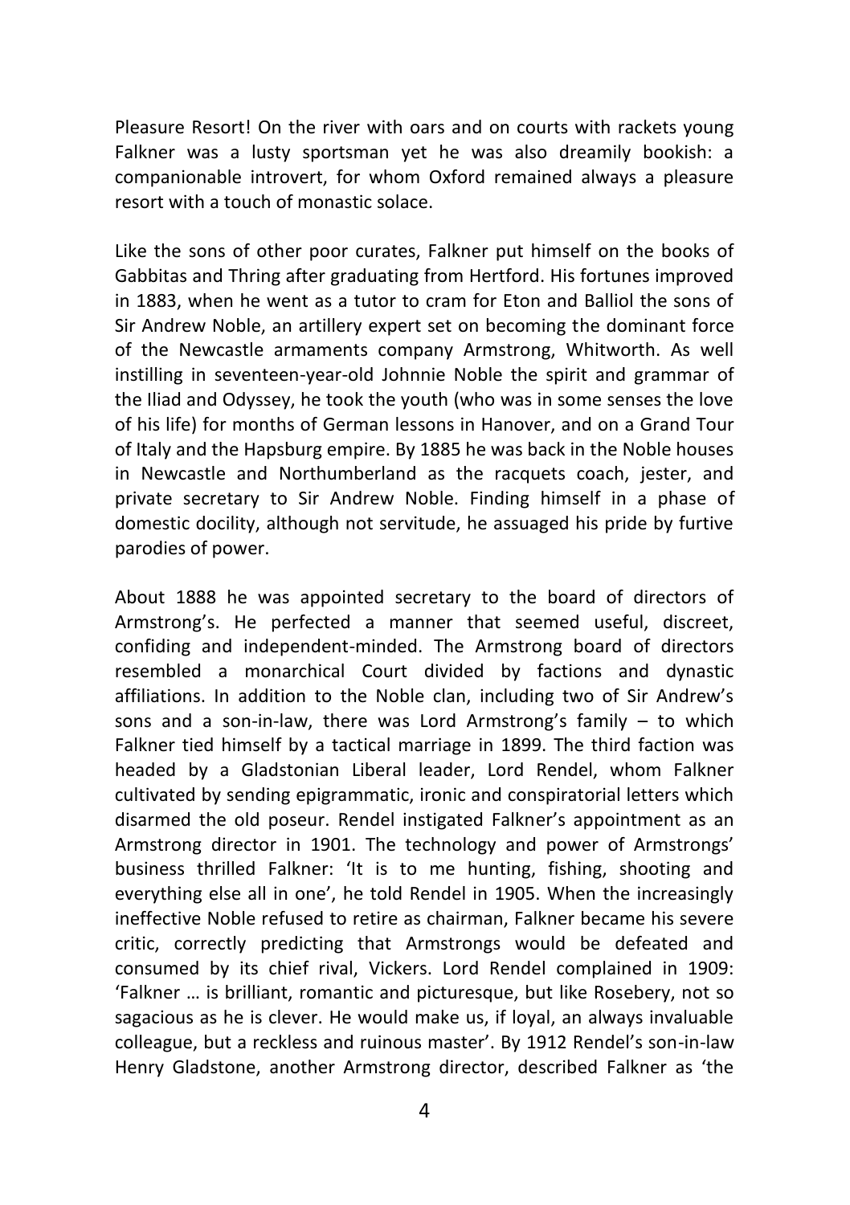Pleasure Resort! On the river with oars and on courts with rackets young Falkner was a lusty sportsman yet he was also dreamily bookish: a companionable introvert, for whom Oxford remained always a pleasure resort with a touch of monastic solace.

Like the sons of other poor curates, Falkner put himself on the books of Gabbitas and Thring after graduating from Hertford. His fortunes improved in 1883, when he went as a tutor to cram for Eton and Balliol the sons of Sir Andrew Noble, an artillery expert set on becoming the dominant force of the Newcastle armaments company Armstrong, Whitworth. As well instilling in seventeen-year-old Johnnie Noble the spirit and grammar of the Iliad and Odyssey, he took the youth (who was in some senses the love of his life) for months of German lessons in Hanover, and on a Grand Tour of Italy and the Hapsburg empire. By 1885 he was back in the Noble houses in Newcastle and Northumberland as the racquets coach, jester, and private secretary to Sir Andrew Noble. Finding himself in a phase of domestic docility, although not servitude, he assuaged his pride by furtive parodies of power.

About 1888 he was appointed secretary to the board of directors of Armstrong's. He perfected a manner that seemed useful, discreet, confiding and independent-minded. The Armstrong board of directors resembled a monarchical Court divided by factions and dynastic affiliations. In addition to the Noble clan, including two of Sir Andrew's sons and a son-in-law, there was Lord Armstrong's family – to which Falkner tied himself by a tactical marriage in 1899. The third faction was headed by a Gladstonian Liberal leader, Lord Rendel, whom Falkner cultivated by sending epigrammatic, ironic and conspiratorial letters which disarmed the old poseur. Rendel instigated Falkner's appointment as an Armstrong director in 1901. The technology and power of Armstrongs' business thrilled Falkner: 'It is to me hunting, fishing, shooting and everything else all in one', he told Rendel in 1905. When the increasingly ineffective Noble refused to retire as chairman, Falkner became his severe critic, correctly predicting that Armstrongs would be defeated and consumed by its chief rival, Vickers. Lord Rendel complained in 1909: 'Falkner … is brilliant, romantic and picturesque, but like Rosebery, not so sagacious as he is clever. He would make us, if loyal, an always invaluable colleague, but a reckless and ruinous master'. By 1912 Rendel's son-in-law Henry Gladstone, another Armstrong director, described Falkner as 'the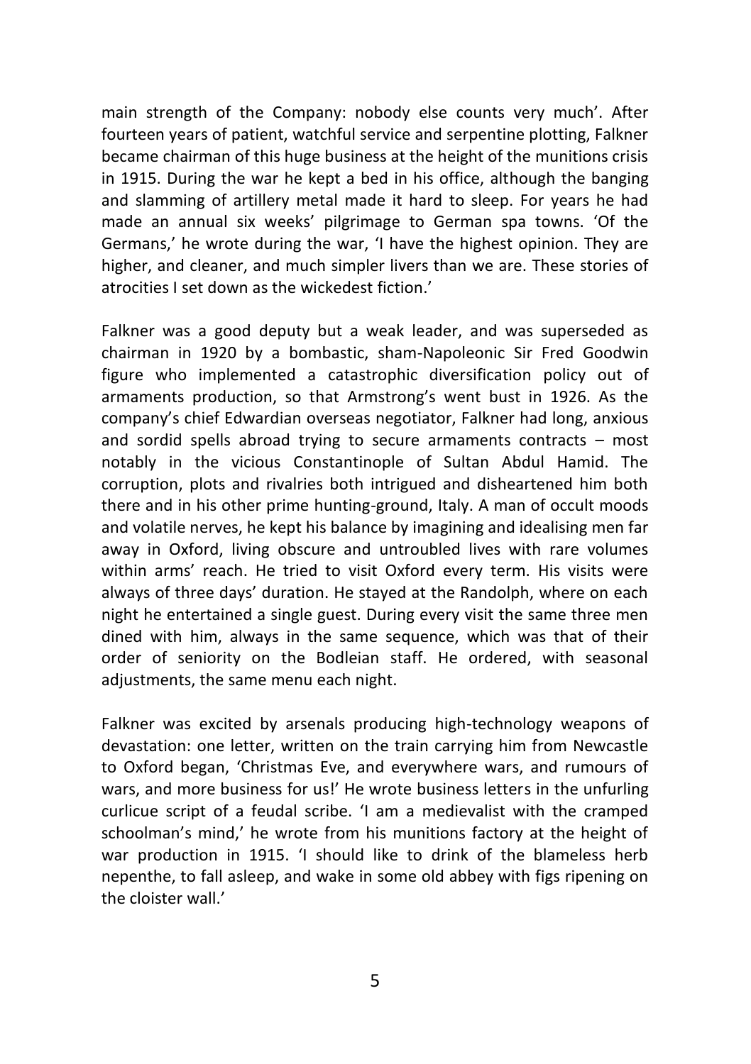main strength of the Company: nobody else counts very much'. After fourteen years of patient, watchful service and serpentine plotting, Falkner became chairman of this huge business at the height of the munitions crisis in 1915. During the war he kept a bed in his office, although the banging and slamming of artillery metal made it hard to sleep. For years he had made an annual six weeks' pilgrimage to German spa towns. 'Of the Germans,' he wrote during the war, 'I have the highest opinion. They are higher, and cleaner, and much simpler livers than we are. These stories of atrocities I set down as the wickedest fiction.'

Falkner was a good deputy but a weak leader, and was superseded as chairman in 1920 by a bombastic, sham-Napoleonic Sir Fred Goodwin figure who implemented a catastrophic diversification policy out of armaments production, so that Armstrong's went bust in 1926. As the company's chief Edwardian overseas negotiator, Falkner had long, anxious and sordid spells abroad trying to secure armaments contracts – most notably in the vicious Constantinople of Sultan Abdul Hamid. The corruption, plots and rivalries both intrigued and disheartened him both there and in his other prime hunting-ground, Italy. A man of occult moods and volatile nerves, he kept his balance by imagining and idealising men far away in Oxford, living obscure and untroubled lives with rare volumes within arms' reach. He tried to visit Oxford every term. His visits were always of three days' duration. He stayed at the Randolph, where on each night he entertained a single guest. During every visit the same three men dined with him, always in the same sequence, which was that of their order of seniority on the Bodleian staff. He ordered, with seasonal adjustments, the same menu each night.

Falkner was excited by arsenals producing high-technology weapons of devastation: one letter, written on the train carrying him from Newcastle to Oxford began, 'Christmas Eve, and everywhere wars, and rumours of wars, and more business for us!' He wrote business letters in the unfurling curlicue script of a feudal scribe. 'I am a medievalist with the cramped schoolman's mind,' he wrote from his munitions factory at the height of war production in 1915. 'I should like to drink of the blameless herb nepenthe, to fall asleep, and wake in some old abbey with figs ripening on the cloister wall.'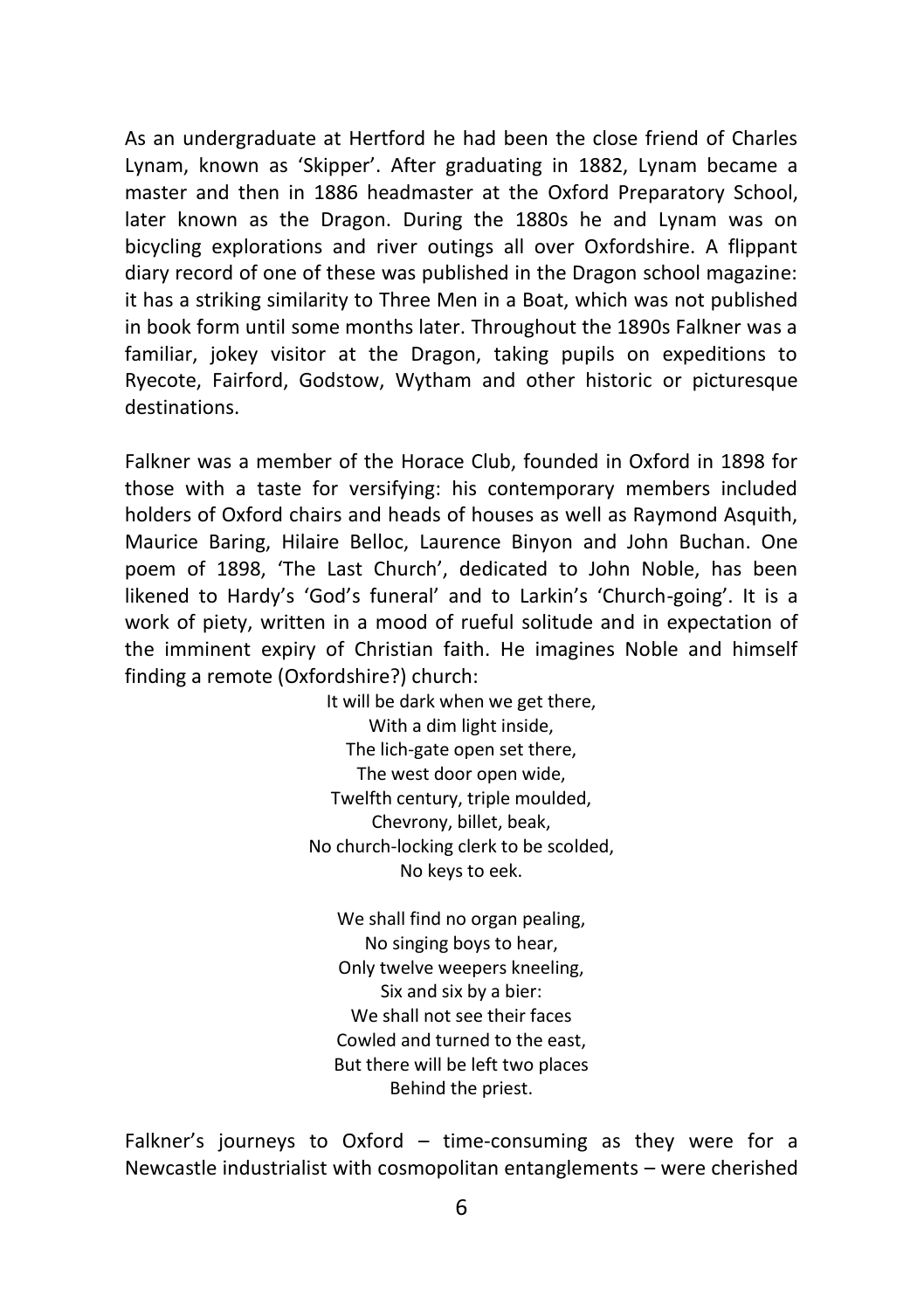As an undergraduate at Hertford he had been the close friend of Charles Lynam, known as 'Skipper'. After graduating in 1882, Lynam became a master and then in 1886 headmaster at the Oxford Preparatory School, later known as the Dragon. During the 1880s he and Lynam was on bicycling explorations and river outings all over Oxfordshire. A flippant diary record of one of these was published in the Dragon school magazine: it has a striking similarity to Three Men in a Boat, which was not published in book form until some months later. Throughout the 1890s Falkner was a familiar, jokey visitor at the Dragon, taking pupils on expeditions to Ryecote, Fairford, Godstow, Wytham and other historic or picturesque destinations.

Falkner was a member of the Horace Club, founded in Oxford in 1898 for those with a taste for versifying: his contemporary members included holders of Oxford chairs and heads of houses as well as Raymond Asquith, Maurice Baring, Hilaire Belloc, Laurence Binyon and John Buchan. One poem of 1898, 'The Last Church', dedicated to John Noble, has been likened to Hardy's 'God's funeral' and to Larkin's 'Church-going'. It is a work of piety, written in a mood of rueful solitude and in expectation of the imminent expiry of Christian faith. He imagines Noble and himself finding a remote (Oxfordshire?) church:

It will be dark when we get there,  
With a dim light inside,  
The lich-gate open set there,  
The west door open wide,  
Twelfth century, triple moulded,  
Chevrony, billet, beak,  
No church-locking clerk to be scolded,  
No keys to eek.

We shall find no organ pealing,  
No singing boys to hear,  
Only twelve weepers kneeling,  
Six and six by a bier:  
We shall not see their faces  
Cowled and turned to the east,  
But there will be left two places  
Behind the priest.

Falkner's journeys to Oxford – time-consuming as they were for a Newcastle industrialist with cosmopolitan entanglements – were cherished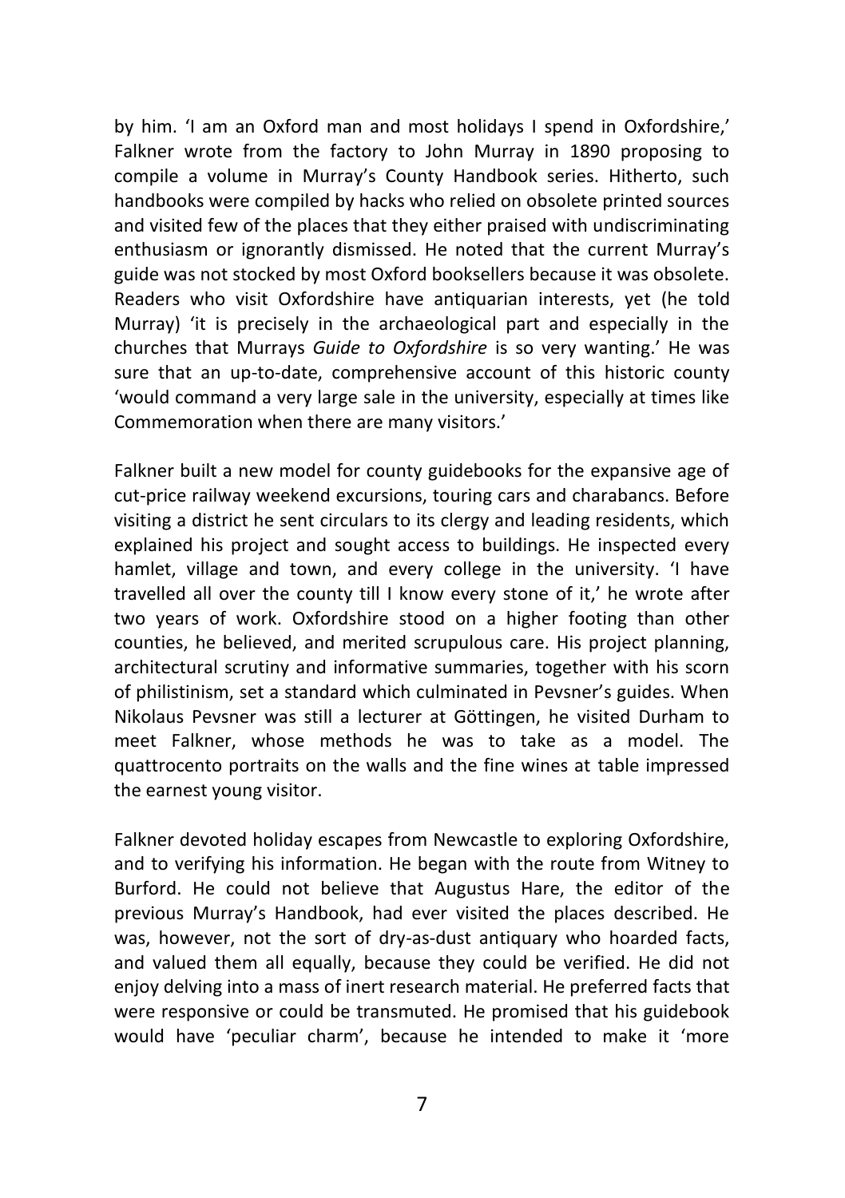by him. 'I am an Oxford man and most holidays I spend in Oxfordshire,' Falkner wrote from the factory to John Murray in 1890 proposing to compile a volume in Murray's County Handbook series. Hitherto, such handbooks were compiled by hacks who relied on obsolete printed sources and visited few of the places that they either praised with undiscriminating enthusiasm or ignorantly dismissed. He noted that the current Murray's guide was not stocked by most Oxford booksellers because it was obsolete. Readers who visit Oxfordshire have antiquarian interests, yet (he told Murray) 'it is precisely in the archaeological part and especially in the churches that Murrays *Guide to Oxfordshire* is so very wanting.' He was sure that an up-to-date, comprehensive account of this historic county 'would command a very large sale in the university, especially at times like Commemoration when there are many visitors.'

Falkner built a new model for county guidebooks for the expansive age of cut-price railway weekend excursions, touring cars and charabancs. Before visiting a district he sent circulars to its clergy and leading residents, which explained his project and sought access to buildings. He inspected every hamlet, village and town, and every college in the university. 'I have travelled all over the county till I know every stone of it,' he wrote after two years of work. Oxfordshire stood on a higher footing than other counties, he believed, and merited scrupulous care. His project planning, architectural scrutiny and informative summaries, together with his scorn of philistinism, set a standard which culminated in Pevsner's guides. When Nikolaus Pevsner was still a lecturer at Göttingen, he visited Durham to meet Falkner, whose methods he was to take as a model. The quattrocento portraits on the walls and the fine wines at table impressed the earnest young visitor.

Falkner devoted holiday escapes from Newcastle to exploring Oxfordshire, and to verifying his information. He began with the route from Witney to Burford. He could not believe that Augustus Hare, the editor of the previous Murray's Handbook, had ever visited the places described. He was, however, not the sort of dry-as-dust antiquary who hoarded facts, and valued them all equally, because they could be verified. He did not enjoy delving into a mass of inert research material. He preferred facts that were responsive or could be transmuted. He promised that his guidebook would have 'peculiar charm', because he intended to make it 'more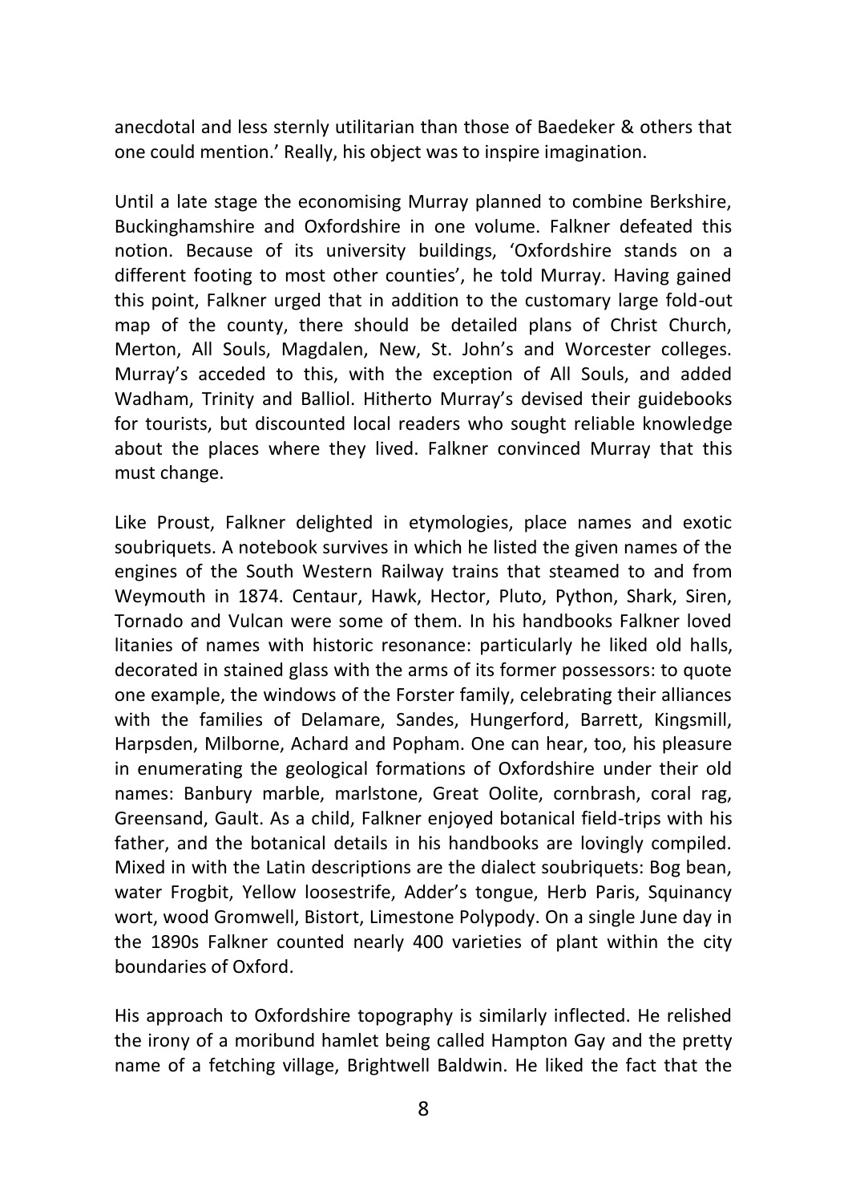anecdotal and less sternly utilitarian than those of Baedeker & others that one could mention.' Really, his object was to inspire imagination.

Until a late stage the economising Murray planned to combine Berkshire, Buckinghamshire and Oxfordshire in one volume. Falkner defeated this notion. Because of its university buildings, 'Oxfordshire stands on a different footing to most other counties', he told Murray. Having gained this point, Falkner urged that in addition to the customary large fold-out map of the county, there should be detailed plans of Christ Church, Merton, All Souls, Magdalen, New, St. John's and Worcester colleges. Murray's acceded to this, with the exception of All Souls, and added Wadham, Trinity and Balliol. Hitherto Murray's devised their guidebooks for tourists, but discounted local readers who sought reliable knowledge about the places where they lived. Falkner convinced Murray that this must change.

Like Proust, Falkner delighted in etymologies, place names and exotic soubriquets. A notebook survives in which he listed the given names of the engines of the South Western Railway trains that steamed to and from Weymouth in 1874. Centaur, Hawk, Hector, Pluto, Python, Shark, Siren, Tornado and Vulcan were some of them. In his handbooks Falkner loved litanies of names with historic resonance: particularly he liked old halls, decorated in stained glass with the arms of its former possessors: to quote one example, the windows of the Forster family, celebrating their alliances with the families of Delamare, Sandes, Hungerford, Barrett, Kingsmill, Harpsden, Milborne, Achard and Popham. One can hear, too, his pleasure in enumerating the geological formations of Oxfordshire under their old names: Banbury marble, marlstone, Great Oolite, cornbrash, coral rag, Greensand, Gault. As a child, Falkner enjoyed botanical field-trips with his father, and the botanical details in his handbooks are lovingly compiled. Mixed in with the Latin descriptions are the dialect soubriquets: Bog bean, water Frogbit, Yellow loosestrife, Adder's tongue, Herb Paris, Squinancy wort, wood Gromwell, Bistort, Limestone Polypody. On a single June day in the 1890s Falkner counted nearly 400 varieties of plant within the city boundaries of Oxford.

His approach to Oxfordshire topography is similarly inflected. He relished the irony of a moribund hamlet being called Hampton Gay and the pretty name of a fetching village, Brightwell Baldwin. He liked the fact that the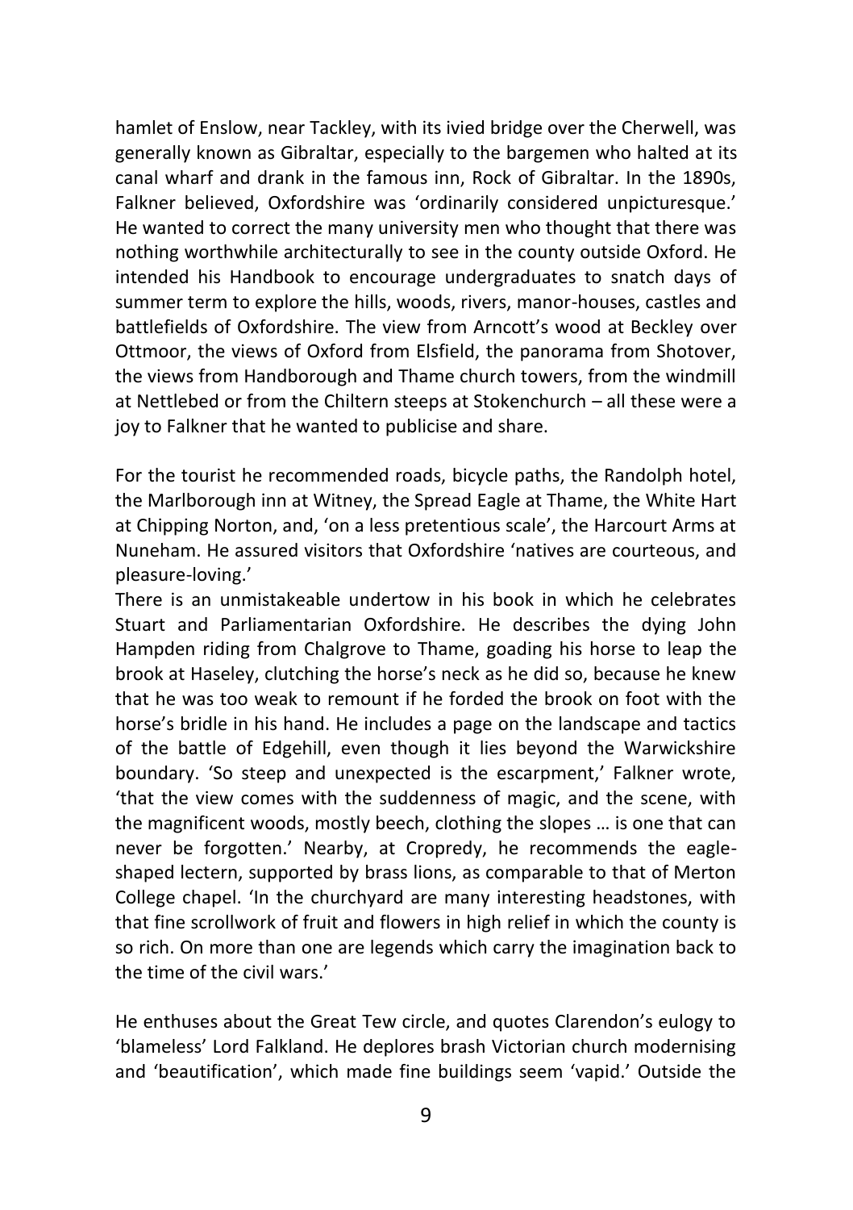hamlet of Enslow, near Tackley, with its ivied bridge over the Cherwell, was generally known as Gibraltar, especially to the bargemen who halted at its canal wharf and drank in the famous inn, Rock of Gibraltar. In the 1890s, Falkner believed, Oxfordshire was 'ordinarily considered unpicturesque.' He wanted to correct the many university men who thought that there was nothing worthwhile architecturally to see in the county outside Oxford. He intended his Handbook to encourage undergraduates to snatch days of summer term to explore the hills, woods, rivers, manor-houses, castles and battlefields of Oxfordshire. The view from Arncott's wood at Beckley over Ottmoor, the views of Oxford from Elsfield, the panorama from Shotover, the views from Handborough and Thame church towers, from the windmill at Nettlebed or from the Chiltern steeps at Stokenchurch – all these were a joy to Falkner that he wanted to publicise and share.

For the tourist he recommended roads, bicycle paths, the Randolph hotel, the Marlborough inn at Witney, the Spread Eagle at Thame, the White Hart at Chipping Norton, and, 'on a less pretentious scale', the Harcourt Arms at Nuneham. He assured visitors that Oxfordshire 'natives are courteous, and pleasure-loving.'

There is an unmistakeable undertow in his book in which he celebrates Stuart and Parliamentarian Oxfordshire. He describes the dying John Hampden riding from Chalgrove to Thame, goading his horse to leap the brook at Haseley, clutching the horse's neck as he did so, because he knew that he was too weak to remount if he forded the brook on foot with the horse's bridle in his hand. He includes a page on the landscape and tactics of the battle of Edgehill, even though it lies beyond the Warwickshire boundary. 'So steep and unexpected is the escarpment,' Falkner wrote, 'that the view comes with the suddenness of magic, and the scene, with the magnificent woods, mostly beech, clothing the slopes … is one that can never be forgotten.' Nearby, at Cropredy, he recommends the eagle-shaped lectern, supported by brass lions, as comparable to that of Merton College chapel. 'In the churchyard are many interesting headstones, with that fine scrollwork of fruit and flowers in high relief in which the county is so rich. On more than one are legends which carry the imagination back to the time of the civil wars.'

He enthuses about the Great Tew circle, and quotes Clarendon's eulogy to 'blameless' Lord Falkland. He deplores brash Victorian church modernising and 'beautification', which made fine buildings seem 'vapid.' Outside the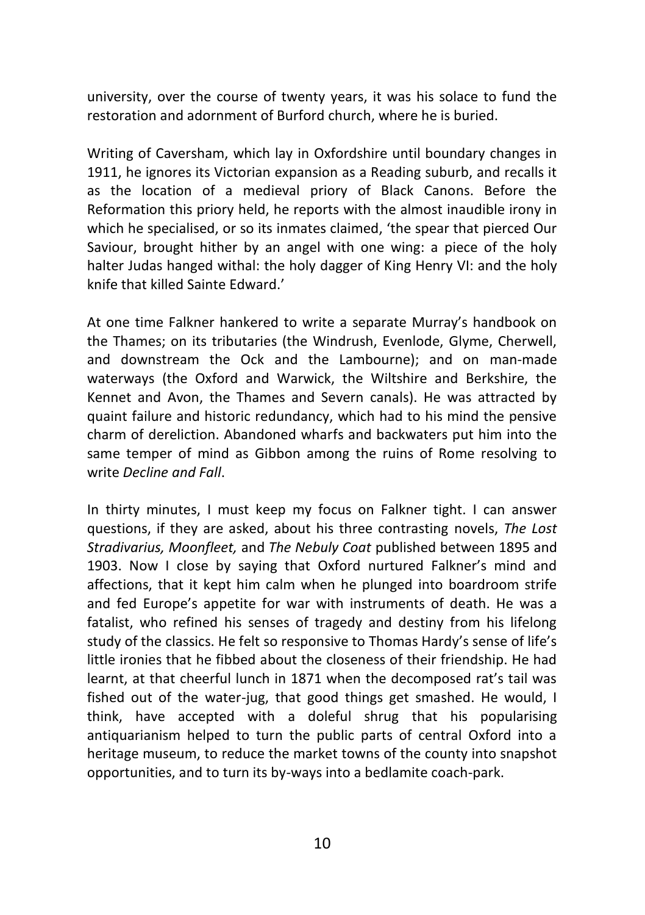university, over the course of twenty years, it was his solace to fund the restoration and adornment of Burford church, where he is buried.

Writing of Caversham, which lay in Oxfordshire until boundary changes in 1911, he ignores its Victorian expansion as a Reading suburb, and recalls it as the location of a medieval priory of Black Canons. Before the Reformation this priory held, he reports with the almost inaudible irony in which he specialised, or so its inmates claimed, 'the spear that pierced Our Saviour, brought hither by an angel with one wing: a piece of the holy halter Judas hanged withal: the holy dagger of King Henry VI: and the holy knife that killed Sainte Edward.'

At one time Falkner hankered to write a separate Murray's handbook on the Thames; on its tributaries (the Windrush, Evenlode, Glyme, Cherwell, and downstream the Ock and the Lambourne); and on man-made waterways (the Oxford and Warwick, the Wiltshire and Berkshire, the Kennet and Avon, the Thames and Severn canals). He was attracted by quaint failure and historic redundancy, which had to his mind the pensive charm of dereliction. Abandoned wharfs and backwaters put him into the same temper of mind as Gibbon among the ruins of Rome resolving to write *Decline and Fall*.

In thirty minutes, I must keep my focus on Falkner tight. I can answer questions, if they are asked, about his three contrasting novels, *The Lost Stradivarius, Moonfleet,* and *The Nebuly Coat* published between 1895 and 1903. Now I close by saying that Oxford nurtured Falkner's mind and affections, that it kept him calm when he plunged into boardroom strife and fed Europe's appetite for war with instruments of death. He was a fatalist, who refined his senses of tragedy and destiny from his lifelong study of the classics. He felt so responsive to Thomas Hardy's sense of life's little ironies that he fibbed about the closeness of their friendship. He had learnt, at that cheerful lunch in 1871 when the decomposed rat's tail was fished out of the water-jug, that good things get smashed. He would, I think, have accepted with a doleful shrug that his popularising antiquarianism helped to turn the public parts of central Oxford into a heritage museum, to reduce the market towns of the county into snapshot opportunities, and to turn its by-ways into a bedlamite coach-park.